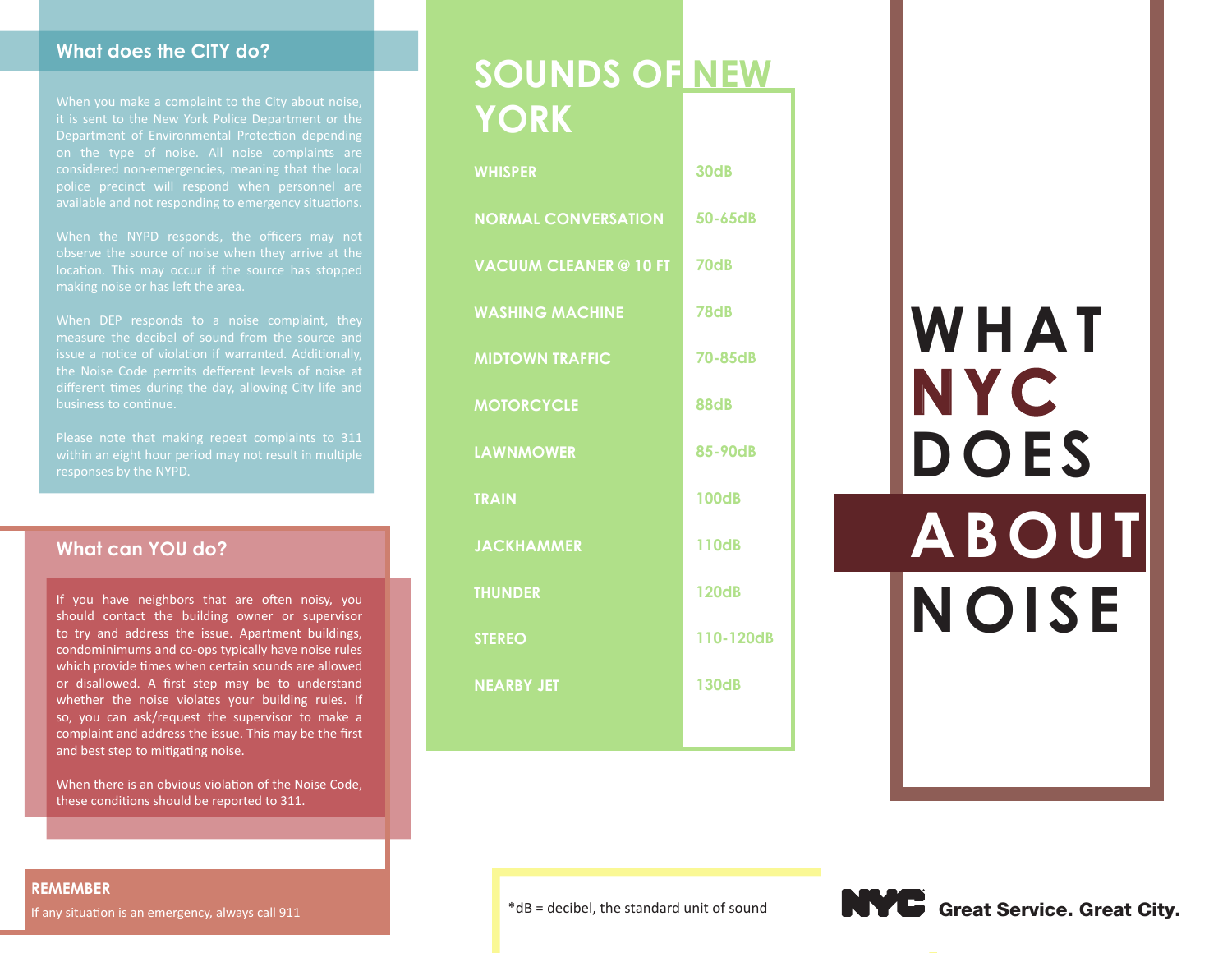## What does the CITY do?

When you make a complaint to the City about noise, it is sent to the New York Police Department or the Department of Environmental Protection depending on the type of noise. All noise complaints are considered non-emergencies, meaning that the local police precinct will respond when personnel are available and not responding to emergency situations.

When the NYPD responds, the officers may not observe the source of noise when they arrive at the location. This may occur if the source has stopped making noise or has left the area.

When DEP responds to a noise complaint, they measure the decibel of sound from the source and issue a notice of violation if warranted. Additionally, the Noise Code permits defferent levels of noise at different times during the day, allowing City life and business to continue.

Please note that making repeat complaints to 311 within an eight hour period may not result in multiple responses by the NYPD.

## What can YOU do?

If you have neighbors that are often noisy, you should contact the building owner or supervisor to try and address the issue. Apartment buildings, condominimums and co-ops typically have noise rules which provide times when certain sounds are allowed or disallowed. A first step may be to understand whether the noise violates your building rules. If so, you can ask/request the supervisor to make a complaint and address the issue. This may be the first and best step to mitigating noise.

When there is an obvious violation of the Noise Code, these conditions should be reported to 311.

**REMEMBER**

If any situation is an emergency, always call 911

## SOUNDS OF NEW YORK

| Sound | Level |
|---|---|
| WHISPER | 30dB |
| NORMAL CONVERSATION | 50-65dB |
| VACUUM CLEANER @ 10 FT | 70dB |
| WASHING MACHINE | 78dB |
| MIDTOWN TRAFFIC | 70-85dB |
| MOTORCYCLE | 88dB |
| LAWNMOWER | 85-90dB |
| TRAIN | 100dB |
| JACKHAMMER | 110dB |
| THUNDER | 120dB |
| STEREO | 110-120dB |
| NEARBY JET | 130dB |

*dB = decibel, the standard unit of sound

# WHAT NYC DOES ABOUT NOISE

NYC Great Service. Great City.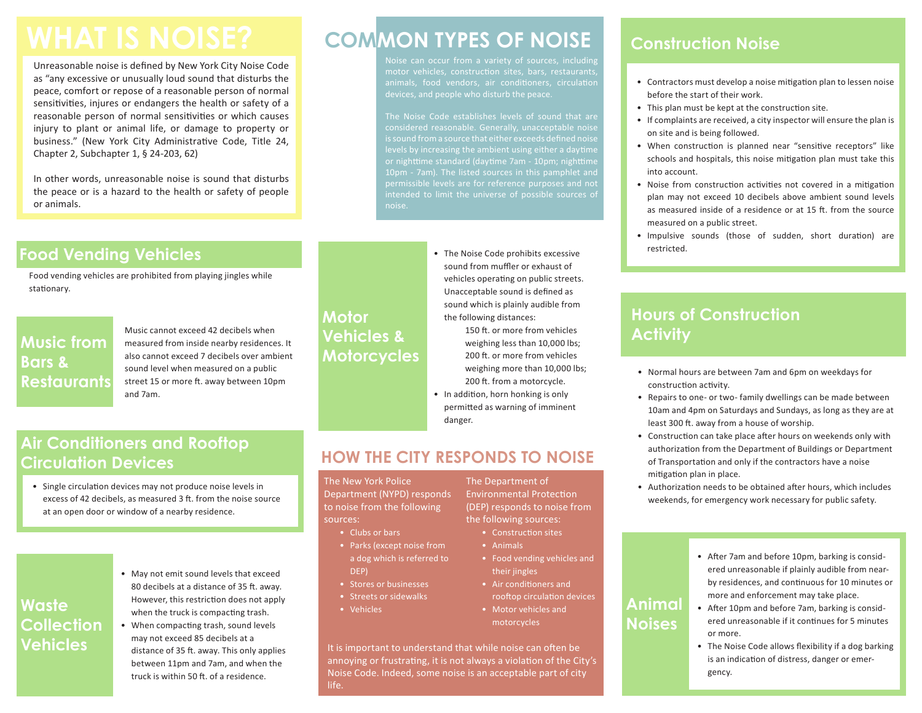# WHAT IS NOISE?

Unreasonable noise is defined by New York City Noise Code as "any excessive or unusually loud sound that disturbs the peace, comfort or repose of a reasonable person of normal sensitivities, injures or endangers the health or safety of a reasonable person of normal sensitivities or which causes injury to plant or animal life, or damage to property or business." (New York City Administrative Code, Title 24, Chapter 2, Subchapter 1, § 24-203, 62)

In other words, unreasonable noise is sound that disturbs the peace or is a hazard to the health or safety of people or animals.

## Food Vending Vehicles

Food vending vehicles are prohibited from playing jingles while stationary.

## Music from Bars & Restaurants

Music cannot exceed 42 decibels when measured from inside nearby residences. It also cannot exceed 7 decibels over ambient sound level when measured on a public street 15 or more ft. away between 10pm and 7am.

## Air Conditioners and Rooftop Circulation Devices

- Single circulation devices may not produce noise levels in excess of 42 decibels, as measured 3 ft. from the noise source at an open door or window of a nearby residence.

## Waste Collection Vehicles

- May not emit sound levels that exceed 80 decibels at a distance of 35 ft. away. However, this restriction does not apply when the truck is compacting trash.
- When compacting trash, sound levels may not exceed 85 decibels at a distance of 35 ft. away. This only applies between 11pm and 7am, and when the truck is within 50 ft. of a residence.

# COMMON TYPES OF NOISE

Noise can occur from a variety of sources, including motor vehicles, construction sites, bars, restaurants, animals, food vendors, air conditioners, circulation devices, and people who disturb the peace.

The Noise Code establishes levels of sound that are considered reasonable. Generally, unacceptable noise is sound from a source that either exceeds defined noise levels by increasing the ambient using either a daytime or nighttime standard (daytime 7am - 10pm; nighttime 10pm - 7am). The listed sources in this pamphlet and permissible levels are for reference purposes and not intended to limit the universe of possible sources of noise.

## Motor Vehicles & Motorcycles

- The Noise Code prohibits excessive sound from muffler or exhaust of vehicles operating on public streets. Unacceptable sound is defined as sound which is plainly audible from the following distances:
  - 150 ft. or more from vehicles weighing less than 10,000 lbs;
  - 200 ft. or more from vehicles weighing more than 10,000 lbs;
  - 200 ft. from a motorcycle.
- In addition, horn honking is only permitted as warning of imminent danger.

# HOW THE CITY RESPONDS TO NOISE

The New York Police Department (NYPD) responds to noise from the following sources:

- Clubs or bars
- Parks (except noise from a dog which is referred to DEP)
- Stores or businesses
- Streets or sidewalks
- Vehicles

The Department of Environmental Protection (DEP) responds to noise from the following sources:

- Construction sites
- Animals
- Food vending vehicles and their jingles
- Air conditioners and rooftop circulation devices
- Motor vehicles and motorcycles

It is important to understand that while noise can often be annoying or frustrating, it is not always a violation of the City's Noise Code. Indeed, some noise is an acceptable part of city life.

## Construction Noise

- Contractors must develop a noise mitigation plan to lessen noise before the start of their work.
- This plan must be kept at the construction site.
- If complaints are received, a city inspector will ensure the plan is on site and is being followed.
- When construction is planned near "sensitive receptors" like schools and hospitals, this noise mitigation plan must take this into account.
- Noise from construction activities not covered in a mitigation plan may not exceed 10 decibels above ambient sound levels as measured inside of a residence or at 15 ft. from the source measured on a public street.
- Impulsive sounds (those of sudden, short duration) are restricted.

## Hours of Construction Activity

- Normal hours are between 7am and 6pm on weekdays for construction activity.
- Repairs to one- or two- family dwellings can be made between 10am and 4pm on Saturdays and Sundays, as long as they are at least 300 ft. away from a house of worship.
- Construction can take place after hours on weekends only with authorization from the Department of Buildings or Department of Transportation and only if the contractors have a noise mitigation plan in place.
- Authorization needs to be obtained after hours, which includes weekends, for emergency work necessary for public safety.

## Animal Noises

- After 7am and before 10pm, barking is considered unreasonable if plainly audible from nearby residences, and continuous for 10 minutes or more and enforcement may take place.
- After 10pm and before 7am, barking is considered unreasonable if it continues for 5 minutes or more.
- The Noise Code allows flexibility if a dog barking is an indication of distress, danger or emergency.